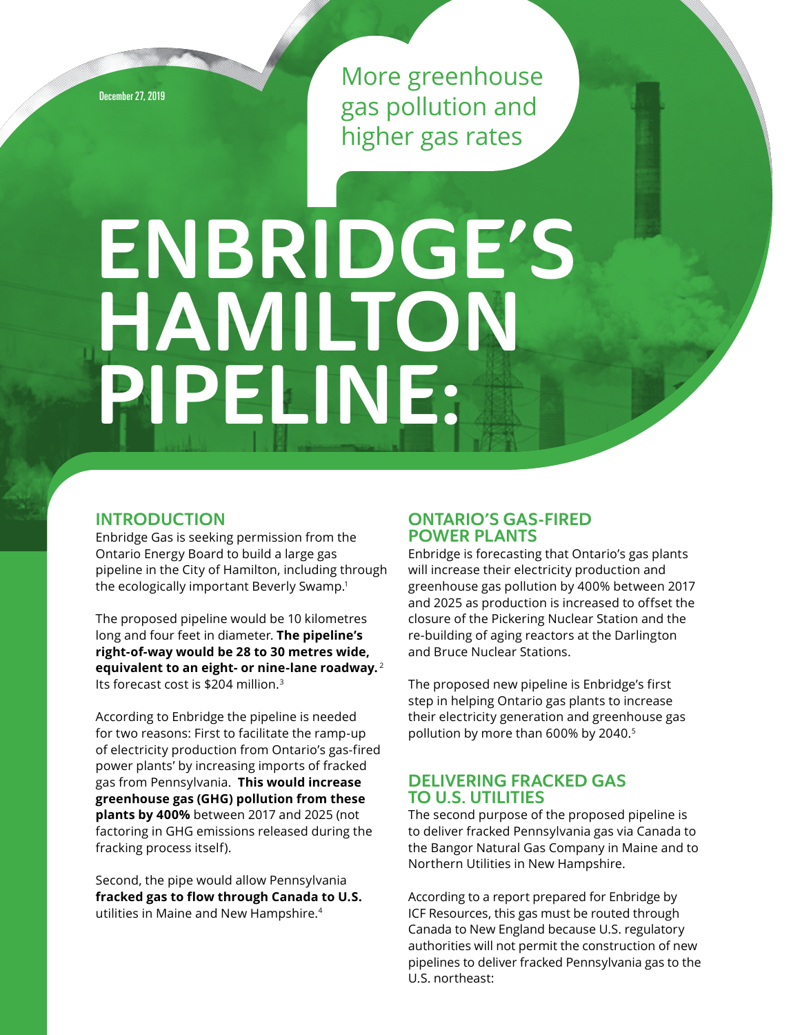December 27, 2019

More greenhouse gas pollution and higher gas rates

# ENBRIDGE'S HAMILTON PIPELINE:

## INTRODUCTION

Enbridge Gas is seeking permission from the Ontario Energy Board to build a large gas pipeline in the City of Hamilton, including through the ecologically important Beverly Swamp.[1]

The proposed pipeline would be 10 kilometres long and four feet in diameter. **The pipeline's right-of-way would be 28 to 30 metres wide, equivalent to an eight- or nine-lane roadway.**[2] Its forecast cost is $204 million.[3]

According to Enbridge the pipeline is needed for two reasons: First to facilitate the ramp-up of electricity production from Ontario's gas-fired power plants' by increasing imports of fracked gas from Pennsylvania. **This would increase greenhouse gas (GHG) pollution from these plants by 400%** between 2017 and 2025 (not factoring in GHG emissions released during the fracking process itself).

Second, the pipe would allow Pennsylvania **fracked gas to flow through Canada to U.S.** utilities in Maine and New Hampshire.[4]

## ONTARIO'S GAS-FIRED POWER PLANTS

Enbridge is forecasting that Ontario's gas plants will increase their electricity production and greenhouse gas pollution by 400% between 2017 and 2025 as production is increased to offset the closure of the Pickering Nuclear Station and the re-building of aging reactors at the Darlington and Bruce Nuclear Stations.

The proposed new pipeline is Enbridge's first step in helping Ontario gas plants to increase their electricity generation and greenhouse gas pollution by more than 600% by 2040.[5]

## DELIVERING FRACKED GAS TO U.S. UTILITIES

The second purpose of the proposed pipeline is to deliver fracked Pennsylvania gas via Canada to the Bangor Natural Gas Company in Maine and to Northern Utilities in New Hampshire.

According to a report prepared for Enbridge by ICF Resources, this gas must be routed through Canada to New England because U.S. regulatory authorities will not permit the construction of new pipelines to deliver fracked Pennsylvania gas to the U.S. northeast: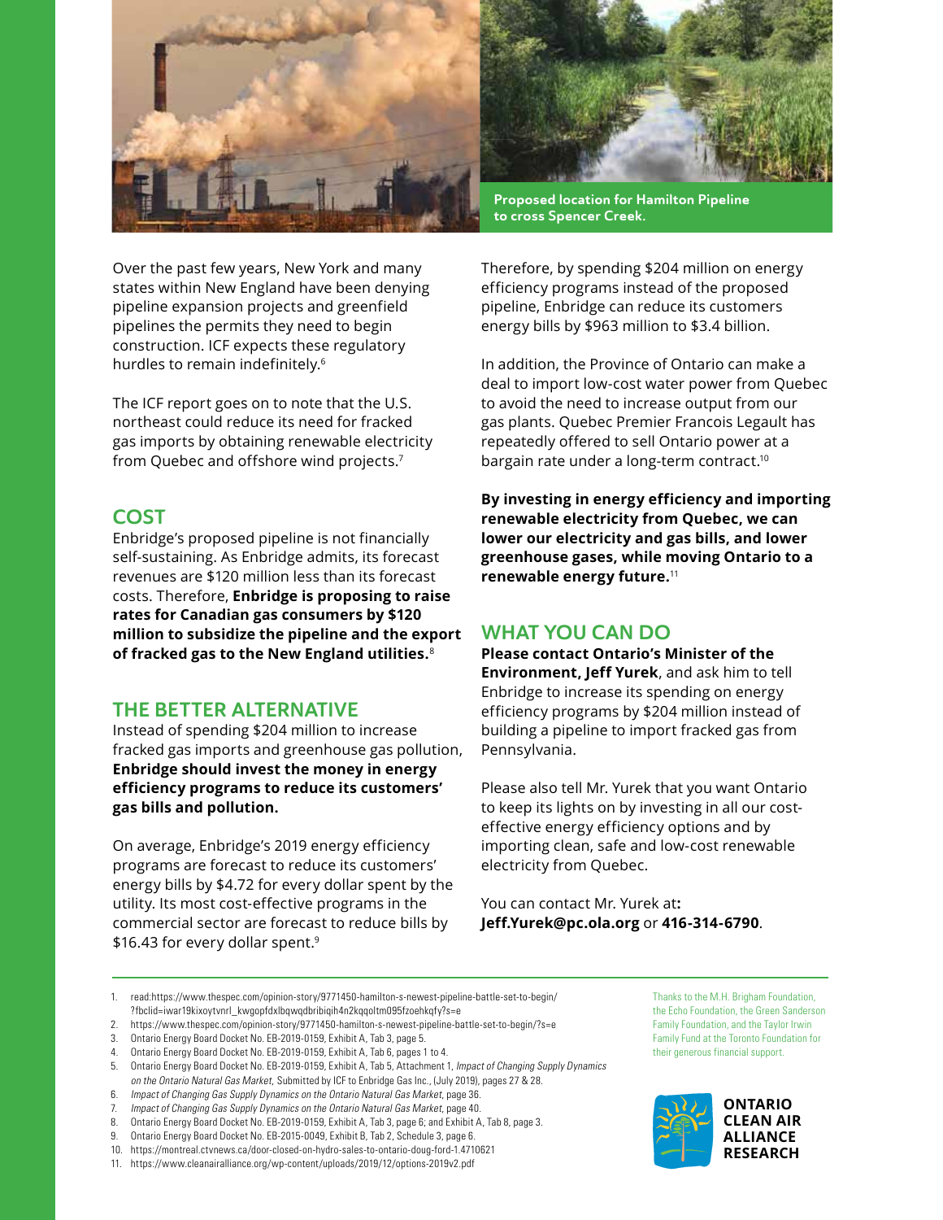Proposed location for Hamilton Pipeline to cross Spencer Creek.

Over the past few years, New York and many states within New England have been denying pipeline expansion projects and greenfield pipelines the permits they need to begin construction. ICF expects these regulatory hurdles to remain indefinitely.[6]

The ICF report goes on to note that the U.S. northeast could reduce its need for fracked gas imports by obtaining renewable electricity from Quebec and offshore wind projects.[7]

## COST

Enbridge's proposed pipeline is not financially self-sustaining. As Enbridge admits, its forecast revenues are $120 million less than its forecast costs. Therefore, **Enbridge is proposing to raise rates for Canadian gas consumers by $120 million to subsidize the pipeline and the export of fracked gas to the New England utilities.**[8]

## THE BETTER ALTERNATIVE

Instead of spending $204 million to increase fracked gas imports and greenhouse gas pollution, **Enbridge should invest the money in energy efficiency programs to reduce its customers' gas bills and pollution.**

On average, Enbridge's 2019 energy efficiency programs are forecast to reduce its customers' energy bills by $4.72 for every dollar spent by the utility. Its most cost-effective programs in the commercial sector are forecast to reduce bills by $16.43 for every dollar spent.[9]

Therefore, by spending $204 million on energy efficiency programs instead of the proposed pipeline, Enbridge can reduce its customers energy bills by $963 million to $3.4 billion.

In addition, the Province of Ontario can make a deal to import low-cost water power from Quebec to avoid the need to increase output from our gas plants. Quebec Premier Francois Legault has repeatedly offered to sell Ontario power at a bargain rate under a long-term contract.[10]

**By investing in energy efficiency and importing renewable electricity from Quebec, we can lower our electricity and gas bills, and lower greenhouse gases, while moving Ontario to a renewable energy future.**[11]

## WHAT YOU CAN DO

**Please contact Ontario's Minister of the Environment, Jeff Yurek**, and ask him to tell Enbridge to increase its spending on energy efficiency programs by $204 million instead of building a pipeline to import fracked gas from Pennsylvania.

Please also tell Mr. Yurek that you want Ontario to keep its lights on by investing in all our cost-effective energy efficiency options and by importing clean, safe and low-cost renewable electricity from Quebec.

You can contact Mr. Yurek at**:** **Jeff.Yurek@pc.ola.org** or **416-314-6790**.

---

1. read:https://www.thespec.com/opinion-story/9771450-hamilton-s-newest-pipeline-battle-set-to-begin/?fbclid=iwar19kixoytvnrl_kwgopfdxlbqwqdbribiqih4n2kqqoltm095fzoehkqfy?s=e
2. https://www.thespec.com/opinion-story/9771450-hamilton-s-newest-pipeline-battle-set-to-begin/?s=e
3. Ontario Energy Board Docket No. EB-2019-0159, Exhibit A, Tab 3, page 5.
4. Ontario Energy Board Docket No. EB-2019-0159, Exhibit A, Tab 6, pages 1 to 4.
5. Ontario Energy Board Docket No. EB-2019-0159, Exhibit A, Tab 5, Attachment 1, *Impact of Changing Supply Dynamics on the Ontario Natural Gas Market*, Submitted by ICF to Enbridge Gas Inc., (July 2019), pages 27 & 28.
6. *Impact of Changing Gas Supply Dynamics on the Ontario Natural Gas Market*, page 36.
7. *Impact of Changing Gas Supply Dynamics on the Ontario Natural Gas Market*, page 40.
8. Ontario Energy Board Docket No. EB-2019-0159, Exhibit A, Tab 3, page 6; and Exhibit A, Tab 8, page 3.
9. Ontario Energy Board Docket No. EB-2015-0049, Exhibit B, Tab 2, Schedule 3, page 6.
10. https://montreal.ctvnews.ca/door-closed-on-hydro-sales-to-ontario-doug-ford-1.4710621
11. https://www.cleanairalliance.org/wp-content/uploads/2019/12/options-2019v2.pdf

Thanks to the M.H. Brigham Foundation, the Echo Foundation, the Green Sanderson Family Foundation, and the Taylor Irwin Family Fund at the Toronto Foundation for their generous financial support.

ONTARIO CLEAN AIR ALLIANCE RESEARCH